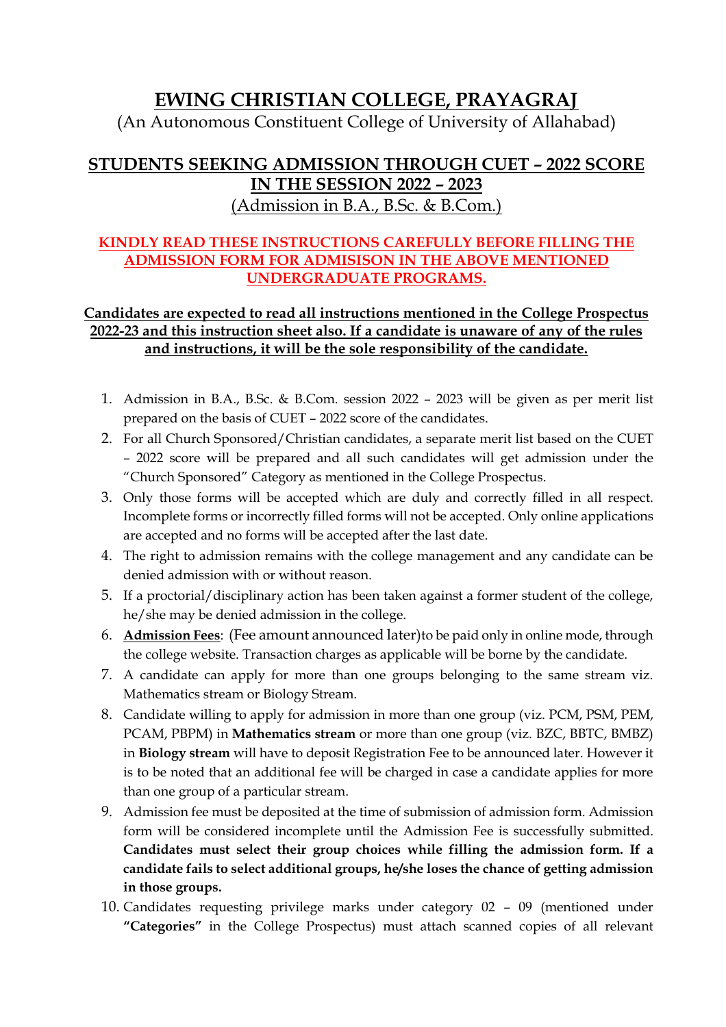# EWING CHRISTIAN COLLEGE, PRAYAGRAJ

(An Autonomous Constituent College of University of Allahabad)

## STUDENTS SEEKING ADMISSION THROUGH CUET – 2022 SCORE IN THE SESSION 2022 – 2023

(Admission in B.A., B.Sc. & B.Com.)

**KINDLY READ THESE INSTRUCTIONS CAREFULLY BEFORE FILLING THE ADMISSION FORM FOR ADMISISON IN THE ABOVE MENTIONED UNDERGRADUATE PROGRAMS.**

**Candidates are expected to read all instructions mentioned in the College Prospectus 2022-23 and this instruction sheet also. If a candidate is unaware of any of the rules and instructions, it will be the sole responsibility of the candidate.**

1. Admission in B.A., B.Sc. & B.Com. session 2022 – 2023 will be given as per merit list prepared on the basis of CUET – 2022 score of the candidates.
2. For all Church Sponsored/Christian candidates, a separate merit list based on the CUET – 2022 score will be prepared and all such candidates will get admission under the "Church Sponsored" Category as mentioned in the College Prospectus.
3. Only those forms will be accepted which are duly and correctly filled in all respect. Incomplete forms or incorrectly filled forms will not be accepted. Only online applications are accepted and no forms will be accepted after the last date.
4. The right to admission remains with the college management and any candidate can be denied admission with or without reason.
5. If a proctorial/disciplinary action has been taken against a former student of the college, he/she may be denied admission in the college.
6. **Admission Fees**: (Fee amount announced later)to be paid only in online mode, through the college website. Transaction charges as applicable will be borne by the candidate.
7. A candidate can apply for more than one groups belonging to the same stream viz. Mathematics stream or Biology Stream.
8. Candidate willing to apply for admission in more than one group (viz. PCM, PSM, PEM, PCAM, PBPM) in **Mathematics stream** or more than one group (viz. BZC, BBTC, BMBZ) in **Biology stream** will have to deposit Registration Fee to be announced later. However it is to be noted that an additional fee will be charged in case a candidate applies for more than one group of a particular stream.
9. Admission fee must be deposited at the time of submission of admission form. Admission form will be considered incomplete until the Admission Fee is successfully submitted. **Candidates must select their group choices while filling the admission form. If a candidate fails to select additional groups, he/she loses the chance of getting admission in those groups.**
10. Candidates requesting privilege marks under category 02 – 09 (mentioned under **"Categories"** in the College Prospectus) must attach scanned copies of all relevant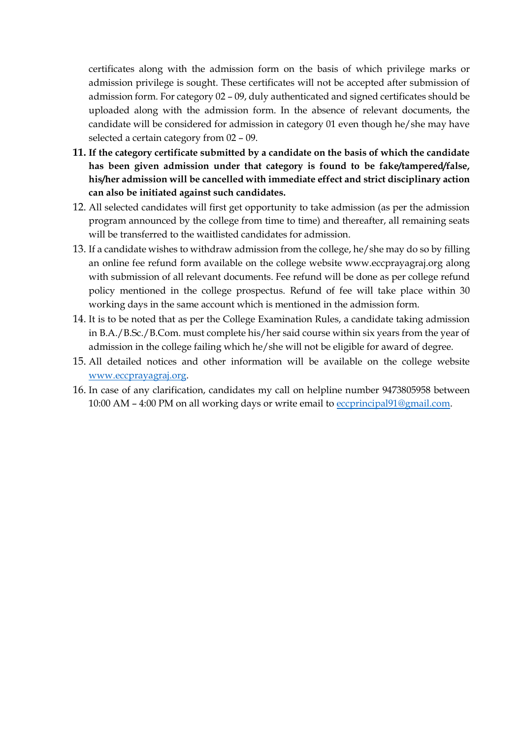certificates along with the admission form on the basis of which privilege marks or admission privilege is sought. These certificates will not be accepted after submission of admission form. For category 02 – 09, duly authenticated and signed certificates should be uploaded along with the admission form. In the absence of relevant documents, the candidate will be considered for admission in category 01 even though he/she may have selected a certain category from 02 – 09.

11. **If the category certificate submitted by a candidate on the basis of which the candidate has been given admission under that category is found to be fake/tampered/false, his/her admission will be cancelled with immediate effect and strict disciplinary action can also be initiated against such candidates.**
12. All selected candidates will first get opportunity to take admission (as per the admission program announced by the college from time to time) and thereafter, all remaining seats will be transferred to the waitlisted candidates for admission.
13. If a candidate wishes to withdraw admission from the college, he/she may do so by filling an online fee refund form available on the college website www.eccprayagraj.org along with submission of all relevant documents. Fee refund will be done as per college refund policy mentioned in the college prospectus. Refund of fee will take place within 30 working days in the same account which is mentioned in the admission form.
14. It is to be noted that as per the College Examination Rules, a candidate taking admission in B.A./B.Sc./B.Com. must complete his/her said course within six years from the year of admission in the college failing which he/she will not be eligible for award of degree.
15. All detailed notices and other information will be available on the college website [www.eccprayagraj.org](http://www.eccprayagraj.org).
16. In case of any clarification, candidates my call on helpline number 9473805958 between 10:00 AM – 4:00 PM on all working days or write email to [eccprincipal91@gmail.com](mailto:eccprincipal91@gmail.com).